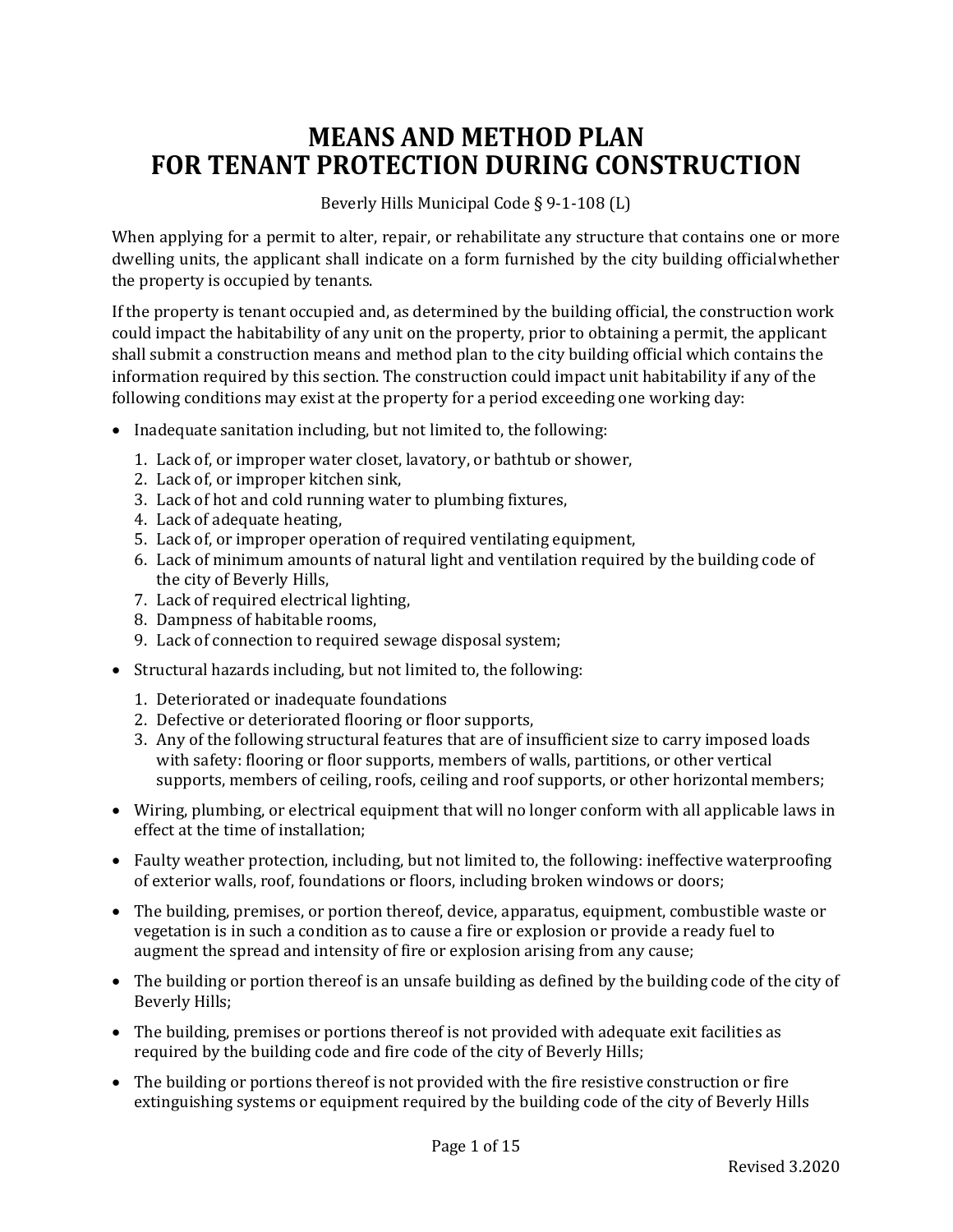# MEANS AND METHOD PLAN
# FOR TENANT PROTECTION DURING CONSTRUCTION

Beverly Hills Municipal Code § 9-1-108 (L)

When applying for a permit to alter, repair, or rehabilitate any structure that contains one or more dwelling units, the applicant shall indicate on a form furnished by the city building officialwhether the property is occupied by tenants.

If the property is tenant occupied and, as determined by the building official, the construction work could impact the habitability of any unit on the property, prior to obtaining a permit, the applicant shall submit a construction means and method plan to the city building official which contains the information required by this section. The construction could impact unit habitability if any of the following conditions may exist at the property for a period exceeding one working day:

- Inadequate sanitation including, but not limited to, the following:
  1. Lack of, or improper water closet, lavatory, or bathtub or shower,
  2. Lack of, or improper kitchen sink,
  3. Lack of hot and cold running water to plumbing fixtures,
  4. Lack of adequate heating,
  5. Lack of, or improper operation of required ventilating equipment,
  6. Lack of minimum amounts of natural light and ventilation required by the building code of the city of Beverly Hills,
  7. Lack of required electrical lighting,
  8. Dampness of habitable rooms,
  9. Lack of connection to required sewage disposal system;
- Structural hazards including, but not limited to, the following:
  1. Deteriorated or inadequate foundations
  2. Defective or deteriorated flooring or floor supports,
  3. Any of the following structural features that are of insufficient size to carry imposed loads with safety: flooring or floor supports, members of walls, partitions, or other vertical supports, members of ceiling, roofs, ceiling and roof supports, or other horizontal members;
- Wiring, plumbing, or electrical equipment that will no longer conform with all applicable laws in effect at the time of installation;
- Faulty weather protection, including, but not limited to, the following: ineffective waterproofing of exterior walls, roof, foundations or floors, including broken windows or doors;
- The building, premises, or portion thereof, device, apparatus, equipment, combustible waste or vegetation is in such a condition as to cause a fire or explosion or provide a ready fuel to augment the spread and intensity of fire or explosion arising from any cause;
- The building or portion thereof is an unsafe building as defined by the building code of the city of Beverly Hills;
- The building, premises or portions thereof is not provided with adequate exit facilities as required by the building code and fire code of the city of Beverly Hills;
- The building or portions thereof is not provided with the fire resistive construction or fire extinguishing systems or equipment required by the building code of the city of Beverly Hills

Revised 3.2020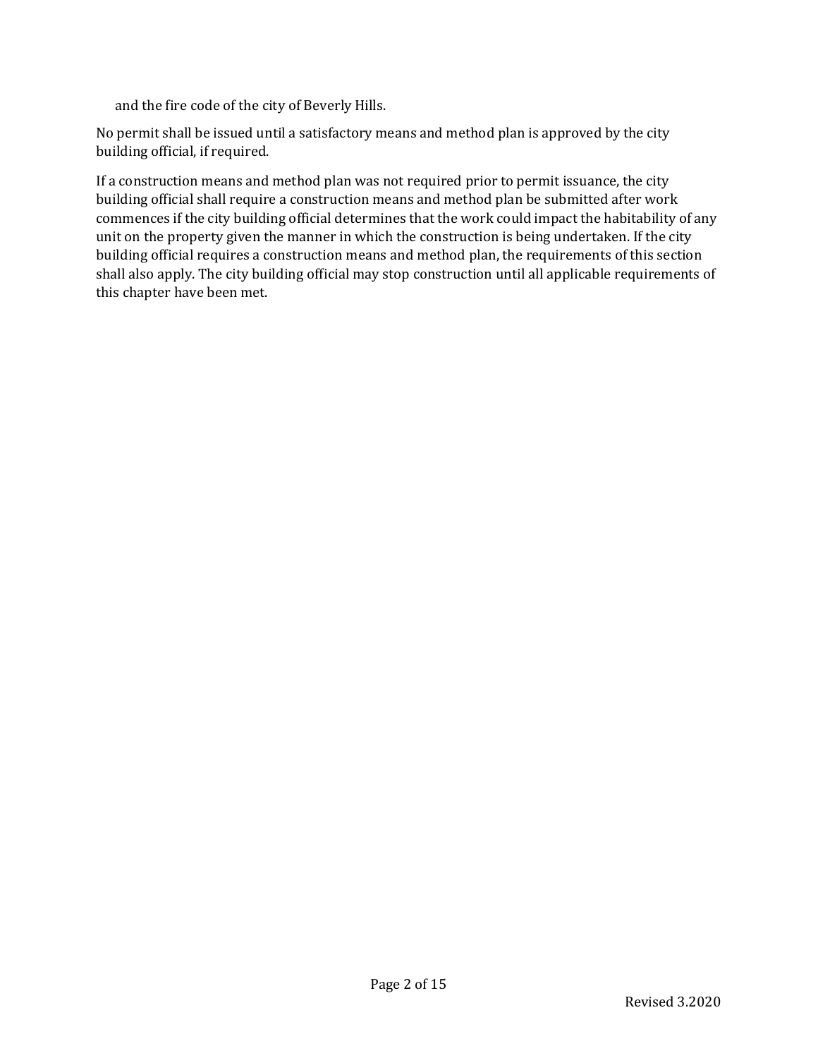and the fire code of the city of Beverly Hills.

No permit shall be issued until a satisfactory means and method plan is approved by the city building official, if required.

If a construction means and method plan was not required prior to permit issuance, the city building official shall require a construction means and method plan be submitted after work commences if the city building official determines that the work could impact the habitability of any unit on the property given the manner in which the construction is being undertaken. If the city building official requires a construction means and method plan, the requirements of this section shall also apply. The city building official may stop construction until all applicable requirements of this chapter have been met.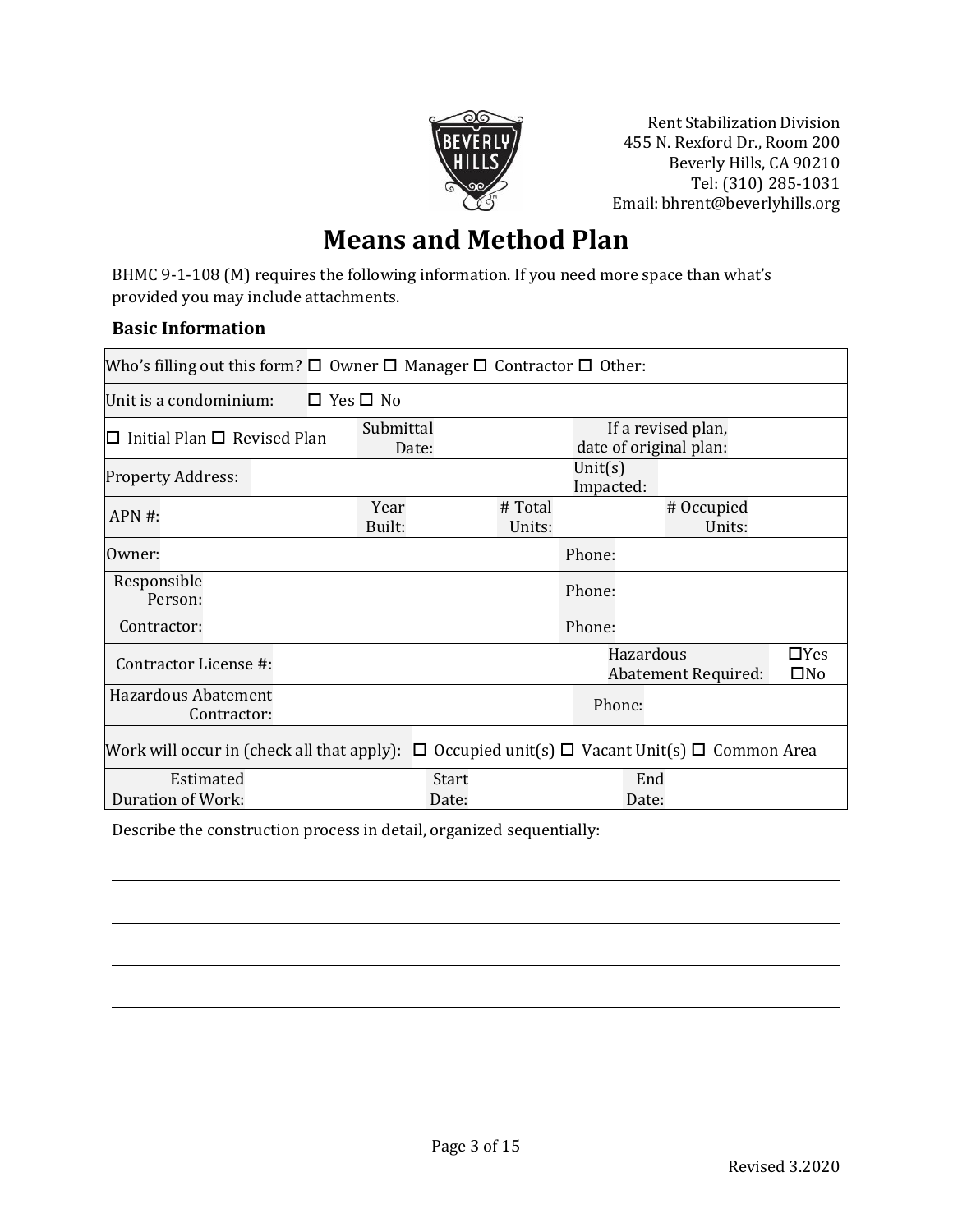Rent Stabilization Division
455 N. Rexford Dr., Room 200
Beverly Hills, CA 90210
Tel: (310) 285-1031
Email: bhrent@beverlyhills.org

# Means and Method Plan

BHMC 9-1-108 (M) requires the following information. If you need more space than what's provided you may include attachments.

### Basic Information

| | | | | | | |
|---|---|---|---|---|---|---|
| Who's filling out this form? ☐ Owner ☐ Manager ☐ Contractor ☐ Other: | | | | | | |
| Unit is a condominium: ☐ Yes ☐ No | | | | | | |
| ☐ Initial Plan ☐ Revised Plan | Submittal Date: | | | If a revised plan, date of original plan: | | |
| Property Address: | | | | Unit(s) Impacted: | | |
| APN #: | Year Built: | | # Total Units: | | # Occupied Units: | |
| Owner: | | | | Phone: | | |
| Responsible Person: | | | | Phone: | | |
| Contractor: | | | | Phone: | | |
| Contractor License #: | | | | Hazardous Abatement Required: | ☐Yes ☐No | |
| Hazardous Abatement Contractor: | | | | Phone: | | |
| Work will occur in (check all that apply): ☐ Occupied unit(s) ☐ Vacant Unit(s) ☐ Common Area | | | | | | |
| Estimated Duration of Work: | | Start Date: | | End Date: | | |

Describe the construction process in detail, organized sequentially:

_______________________________________________________________________________

_______________________________________________________________________________

_______________________________________________________________________________

_______________________________________________________________________________

_______________________________________________________________________________

_______________________________________________________________________________

Revised 3.2020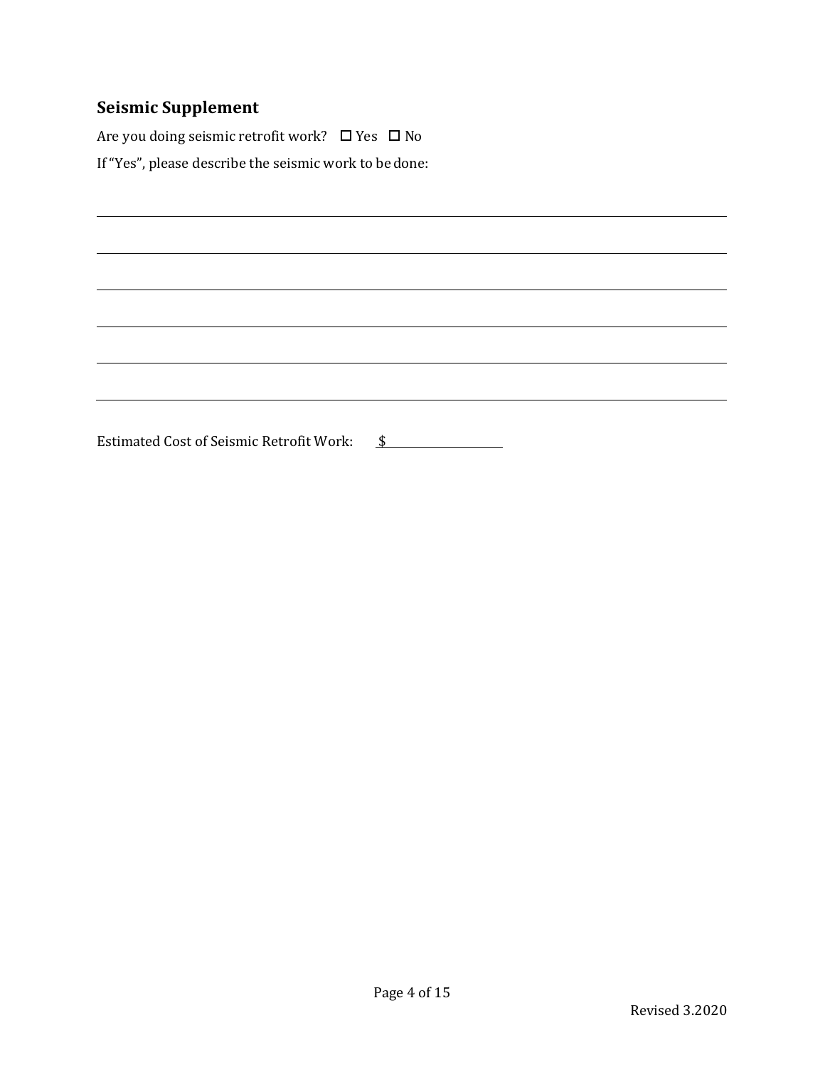## Seismic Supplement

Are you doing seismic retrofit work? ☐ Yes ☐ No

If "Yes", please describe the seismic work to be done:

______________________________________________________________________________

______________________________________________________________________________

______________________________________________________________________________

______________________________________________________________________________

______________________________________________________________________________

______________________________________________________________________________

Estimated Cost of Seismic Retrofit Work: $__________________

Revised 3.2020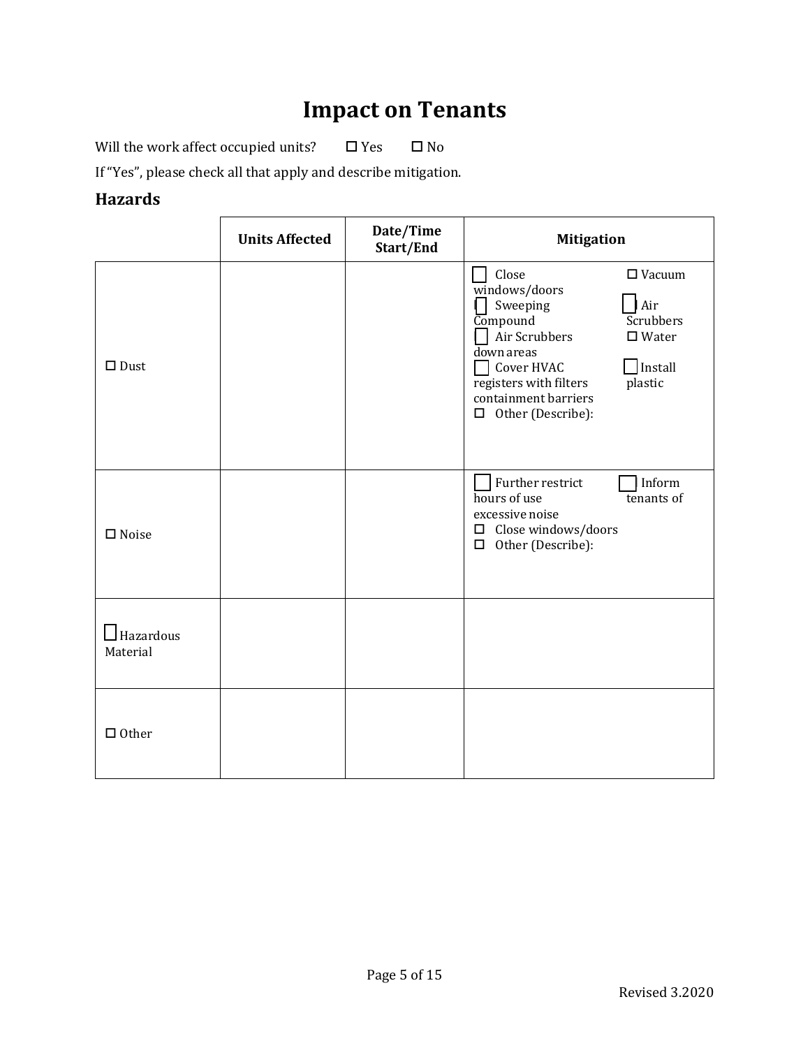# Impact on Tenants

Will the work affect occupied units? ☐ Yes ☐ No

If "Yes", please check all that apply and describe mitigation.

## Hazards

| | Units Affected | Date/Time Start/End | Mitigation |
|---|---|---|---|
| ☐ Dust | | | ☐ Close windows/doors ☐ Vacuum ☐ Sweeping Compound ☐ Air Scrubbers ☐ Air Scrubbers ☐ Water down areas ☐ Cover HVAC registers with filters ☐ Install plastic containment barriers ☐ Other (Describe): |
| ☐ Noise | | | ☐ Further restrict hours of use ☐ Inform tenants of excessive noise ☐ Close windows/doors ☐ Other (Describe): |
| ☐ Hazardous Material | | | |
| ☐ Other | | | |

Revised 3.2020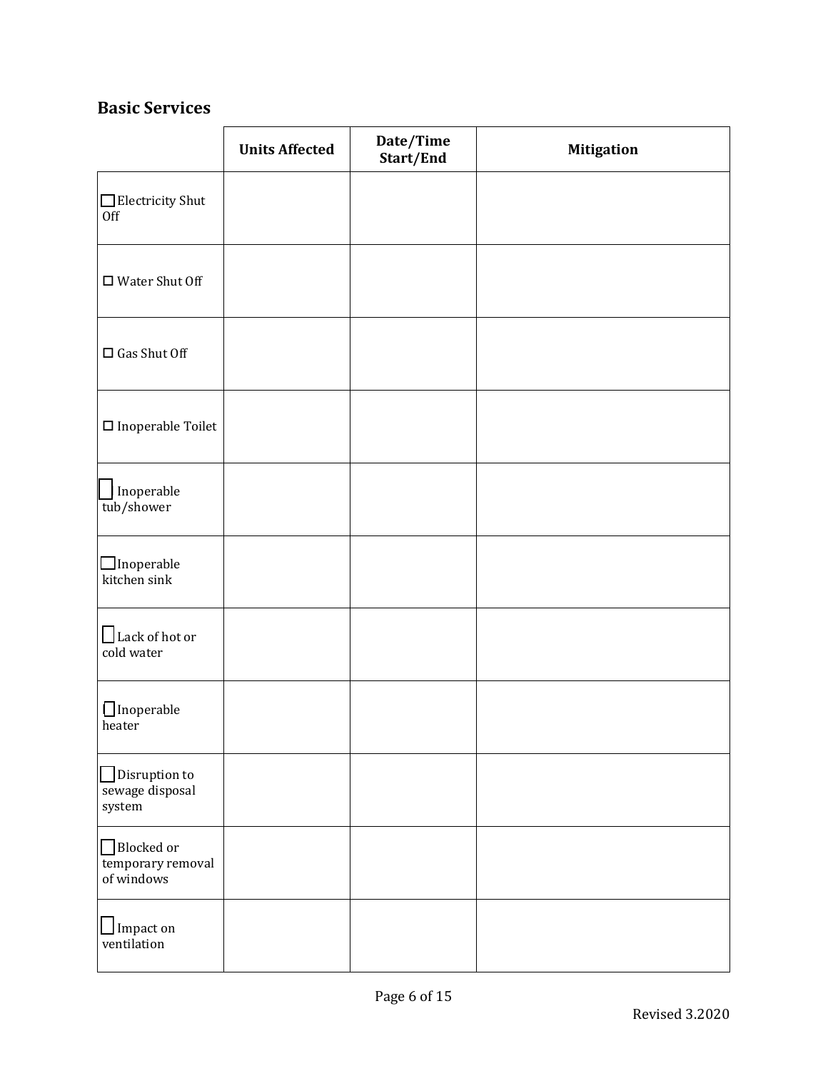## Basic Services

| | Units Affected | Date/Time Start/End | Mitigation |
|---|---|---|---|
| ☐ Electricity Shut Off | | | |
| ☐ Water Shut Off | | | |
| ☐ Gas Shut Off | | | |
| ☐ Inoperable Toilet | | | |
| ☐ Inoperable tub/shower | | | |
| ☐ Inoperable kitchen sink | | | |
| ☐ Lack of hot or cold water | | | |
| ☐ Inoperable heater | | | |
| ☐ Disruption to sewage disposal system | | | |
| ☐ Blocked or temporary removal of windows | | | |
| ☐ Impact on ventilation | | | |

Revised 3.2020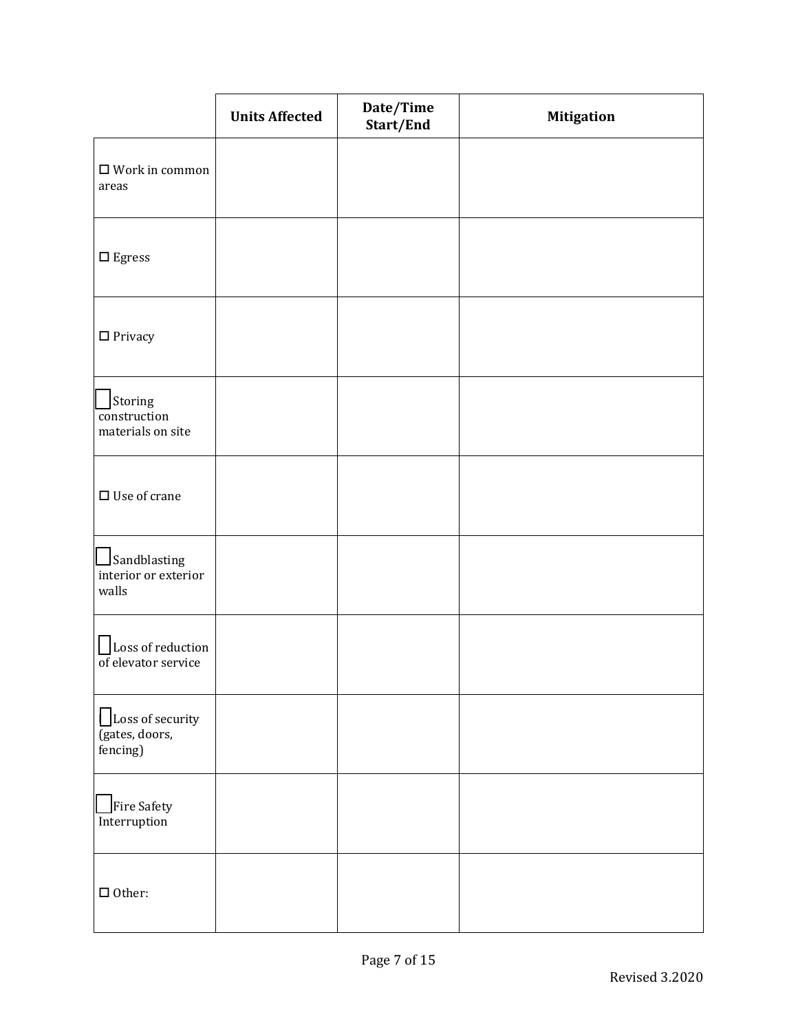| | Units Affected | Date/Time Start/End | Mitigation |
|---|---|---|---|
| ☐ Work in common areas | | | |
| ☐ Egress | | | |
| ☐ Privacy | | | |
| ☐ Storing construction materials on site | | | |
| ☐ Use of crane | | | |
| ☐ Sandblasting interior or exterior walls | | | |
| ☐ Loss of reduction of elevator service | | | |
| ☐ Loss of security (gates, doors, fencing) | | | |
| ☐ Fire Safety Interruption | | | |
| ☐ Other: | | | |

Revised 3.2020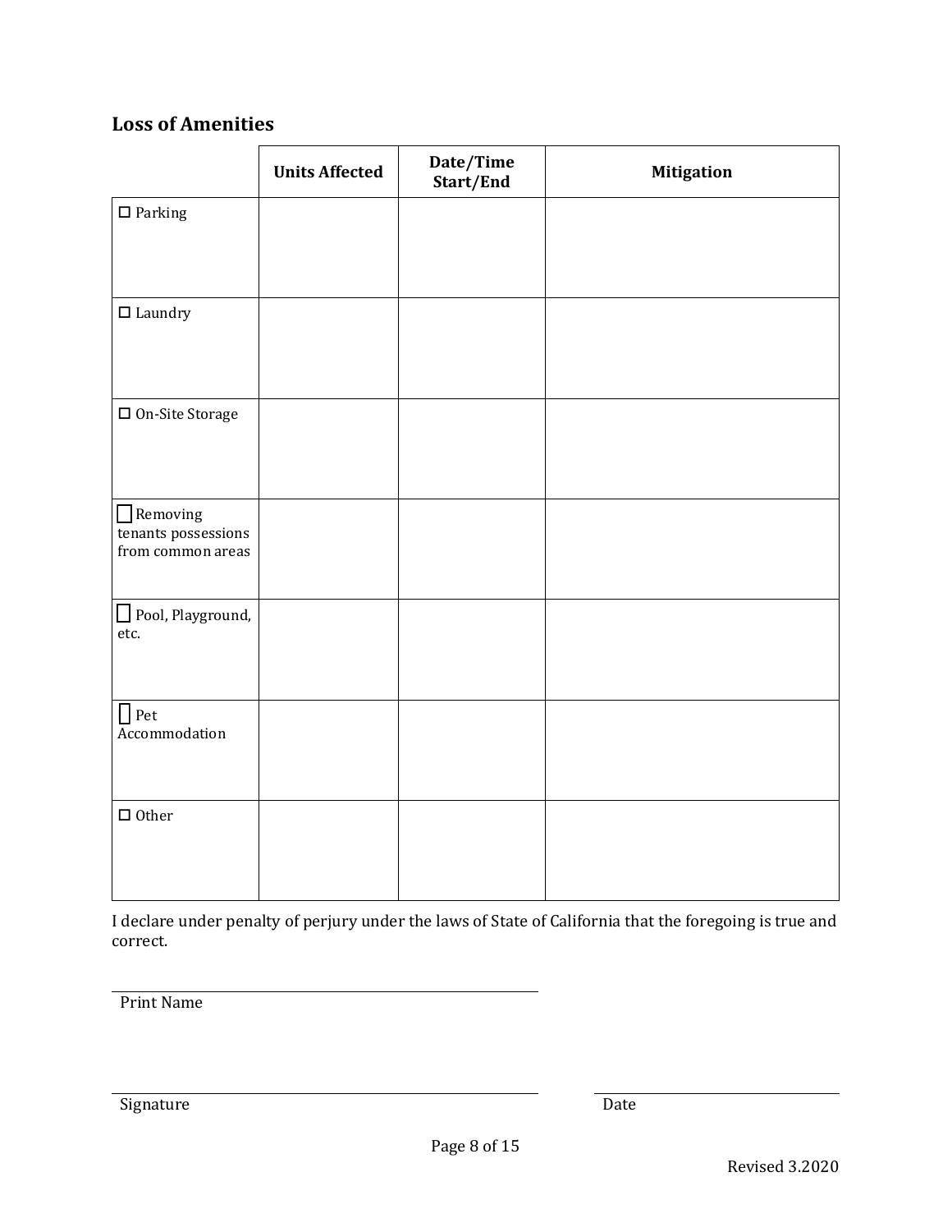## Loss of Amenities

| | Units Affected | Date/Time Start/End | Mitigation |
|---|---|---|---|
| ☐ Parking | | | |
| ☐ Laundry | | | |
| ☐ On-Site Storage | | | |
| ☐ Removing tenants possessions from common areas | | | |
| ☐ Pool, Playground, etc. | | | |
| ☐ Pet Accommodation | | | |
| ☐ Other | | | |

I declare under penalty of perjury under the laws of State of California that the foregoing is true and correct.

\_\_\_\_\_\_\_\_\_\_\_\_\_\_\_\_\_\_\_\_\_\_\_\_\_\_\_\_\_\_\_\_\_\_\_\_\_\_\_\_
Print Name

\_\_\_\_\_\_\_\_\_\_\_\_\_\_\_\_\_\_\_\_\_\_\_\_\_\_\_\_\_\_\_\_\_\_\_\_\_\_\_\_ \_\_\_\_\_\_\_\_\_\_\_\_\_\_\_\_\_\_\_\_\_\_\_\_
Signature Date

Revised 3.2020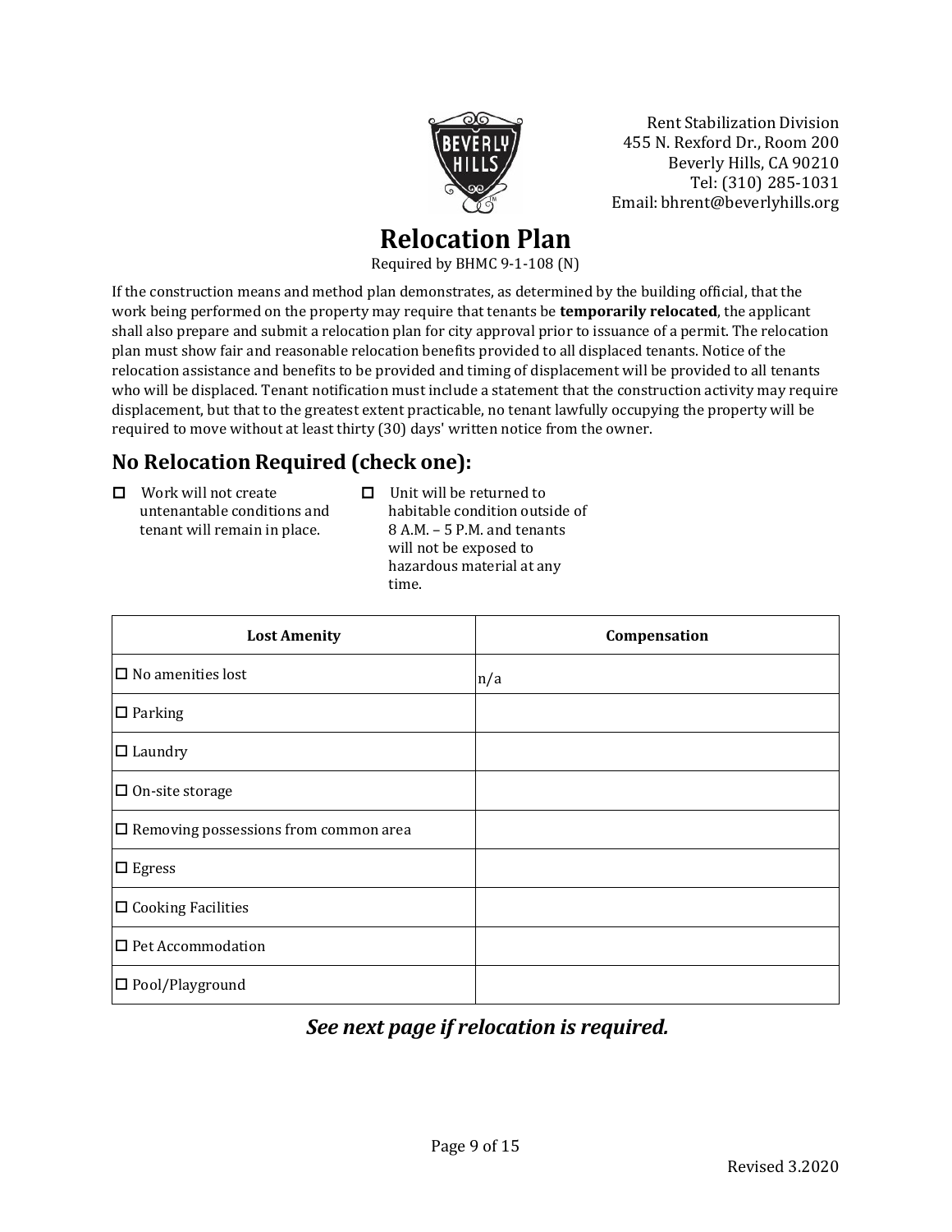Rent Stabilization Division
455 N. Rexford Dr., Room 200
Beverly Hills, CA 90210
Tel: (310) 285-1031
Email: bhrent@beverlyhills.org

# Relocation Plan

Required by BHMC 9-1-108 (N)

If the construction means and method plan demonstrates, as determined by the building official, that the work being performed on the property may require that tenants be **temporarily relocated**, the applicant shall also prepare and submit a relocation plan for city approval prior to issuance of a permit. The relocation plan must show fair and reasonable relocation benefits provided to all displaced tenants. Notice of the relocation assistance and benefits to be provided and timing of displacement will be provided to all tenants who will be displaced. Tenant notification must include a statement that the construction activity may require displacement, but that to the greatest extent practicable, no tenant lawfully occupying the property will be required to move without at least thirty (30) days' written notice from the owner.

## No Relocation Required (check one):

- ☐ Work will not create untenantable conditions and tenant will remain in place.
- ☐ Unit will be returned to habitable condition outside of 8 A.M. – 5 P.M. and tenants will not be exposed to hazardous material at any time.

| Lost Amenity | Compensation |
|---|---|
| ☐ No amenities lost | n/a |
| ☐ Parking | |
| ☐ Laundry | |
| ☐ On-site storage | |
| ☐ Removing possessions from common area | |
| ☐ Egress | |
| ☐ Cooking Facilities | |
| ☐ Pet Accommodation | |
| ☐ Pool/Playground | |

***See next page if relocation is required.***

Revised 3.2020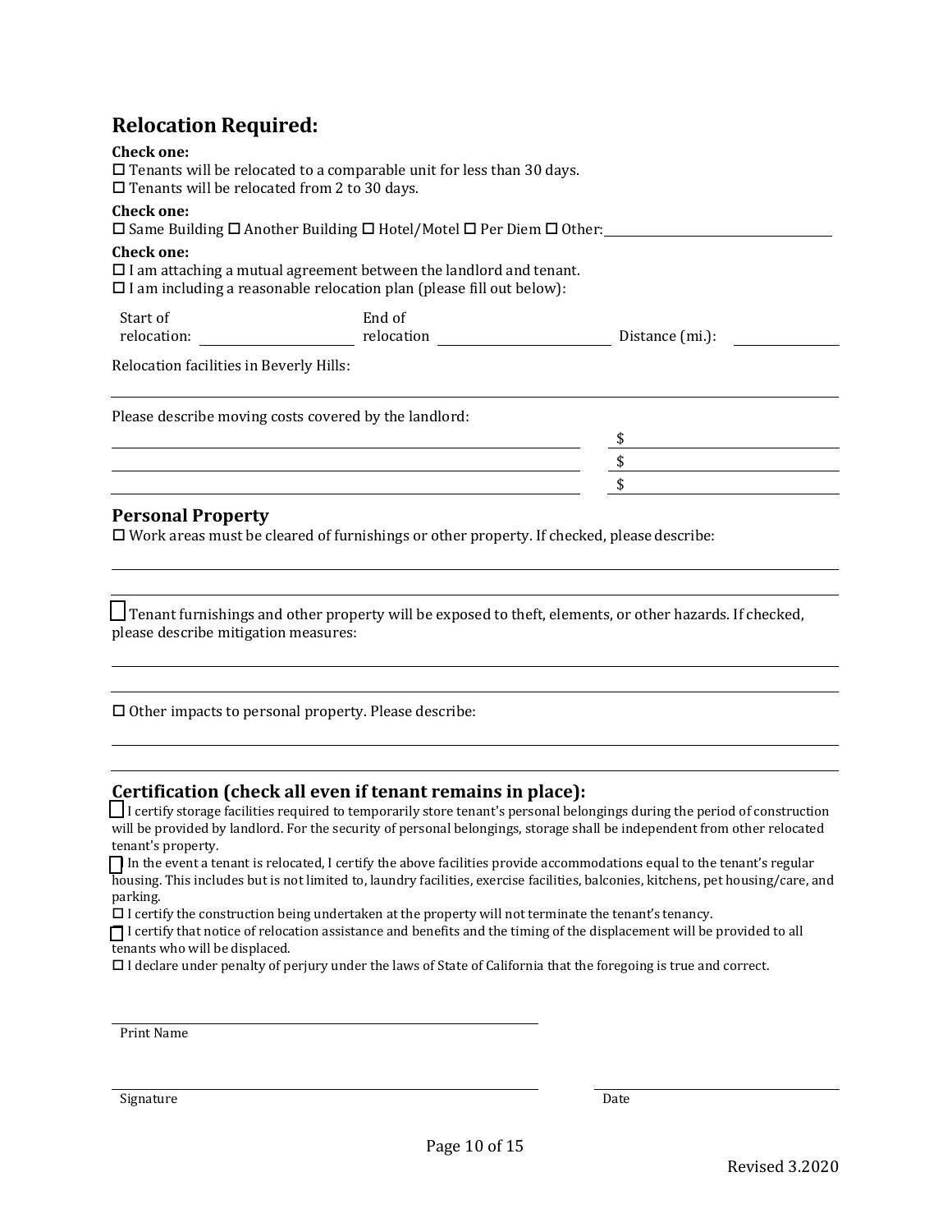## Relocation Required:

**Check one:**

☐ Tenants will be relocated to a comparable unit for less than 30 days.
☐ Tenants will be relocated from 2 to 30 days.

**Check one:**

☐ Same Building ☐ Another Building ☐ Hotel/Motel ☐ Per Diem ☐ Other: ____________________

**Check one:**

☐ I am attaching a mutual agreement between the landlord and tenant.
☐ I am including a reasonable relocation plan (please fill out below):

Start of relocation: ____________ End of relocation ____________ Distance (mi.): ____________

Relocation facilities in Beverly Hills:

______________________________________________________________________

Please describe moving costs covered by the landlord:

| | |
|---|---|
| ____________________ | $ __________ |
| ____________________ | $ __________ |
| ____________________ | $ __________ |

### Personal Property

☐ Work areas must be cleared of furnishings or other property. If checked, please describe:

______________________________________________________________________

______________________________________________________________________

☐ Tenant furnishings and other property will be exposed to theft, elements, or other hazards. If checked, please describe mitigation measures:

______________________________________________________________________

______________________________________________________________________

☐ Other impacts to personal property. Please describe:

______________________________________________________________________

______________________________________________________________________

### Certification (check all even if tenant remains in place):

☐ I certify storage facilities required to temporarily store tenant's personal belongings during the period of construction will be provided by landlord. For the security of personal belongings, storage shall be independent from other relocated tenant's property.

☐ In the event a tenant is relocated, I certify the above facilities provide accommodations equal to the tenant's regular housing. This includes but is not limited to, laundry facilities, exercise facilities, balconies, kitchens, pet housing/care, and parking.

☐ I certify the construction being undertaken at the property will not terminate the tenant's tenancy.

☐ I certify that notice of relocation assistance and benefits and the timing of the displacement will be provided to all tenants who will be displaced.

☐ I declare under penalty of perjury under the laws of State of California that the foregoing is true and correct.

______________________________
Print Name

______________________________ ____________________
Signature Date

Revised 3.2020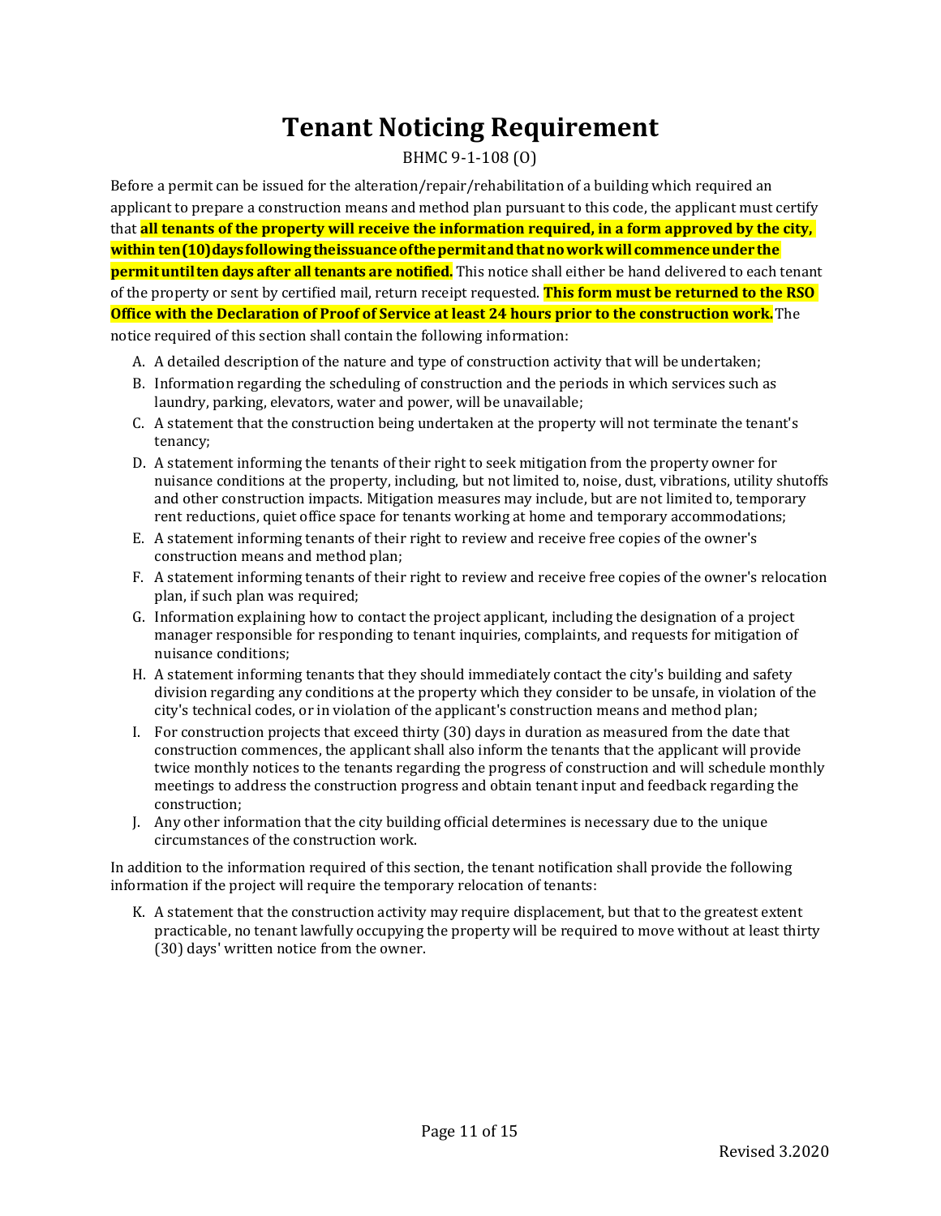# Tenant Noticing Requirement

BHMC 9-1-108 (O)

Before a permit can be issued for the alteration/repair/rehabilitation of a building which required an applicant to prepare a construction means and method plan pursuant to this code, the applicant must certify that **all tenants of the property will receive the information required, in a form approved by the city, within ten (10) days following the issuance of the permit and that no work will commence under the permit until ten days after all tenants are notified.** This notice shall either be hand delivered to each tenant of the property or sent by certified mail, return receipt requested. **This form must be returned to the RSO Office with the Declaration of Proof of Service at least 24 hours prior to the construction work.** The notice required of this section shall contain the following information:

A. A detailed description of the nature and type of construction activity that will be undertaken;
B. Information regarding the scheduling of construction and the periods in which services such as laundry, parking, elevators, water and power, will be unavailable;
C. A statement that the construction being undertaken at the property will not terminate the tenant's tenancy;
D. A statement informing the tenants of their right to seek mitigation from the property owner for nuisance conditions at the property, including, but not limited to, noise, dust, vibrations, utility shutoffs and other construction impacts. Mitigation measures may include, but are not limited to, temporary rent reductions, quiet office space for tenants working at home and temporary accommodations;
E. A statement informing tenants of their right to review and receive free copies of the owner's construction means and method plan;
F. A statement informing tenants of their right to review and receive free copies of the owner's relocation plan, if such plan was required;
G. Information explaining how to contact the project applicant, including the designation of a project manager responsible for responding to tenant inquiries, complaints, and requests for mitigation of nuisance conditions;
H. A statement informing tenants that they should immediately contact the city's building and safety division regarding any conditions at the property which they consider to be unsafe, in violation of the city's technical codes, or in violation of the applicant's construction means and method plan;
I. For construction projects that exceed thirty (30) days in duration as measured from the date that construction commences, the applicant shall also inform the tenants that the applicant will provide twice monthly notices to the tenants regarding the progress of construction and will schedule monthly meetings to address the construction progress and obtain tenant input and feedback regarding the construction;
J. Any other information that the city building official determines is necessary due to the unique circumstances of the construction work.

In addition to the information required of this section, the tenant notification shall provide the following information if the project will require the temporary relocation of tenants:

K. A statement that the construction activity may require displacement, but that to the greatest extent practicable, no tenant lawfully occupying the property will be required to move without at least thirty (30) days' written notice from the owner.

Revised 3.2020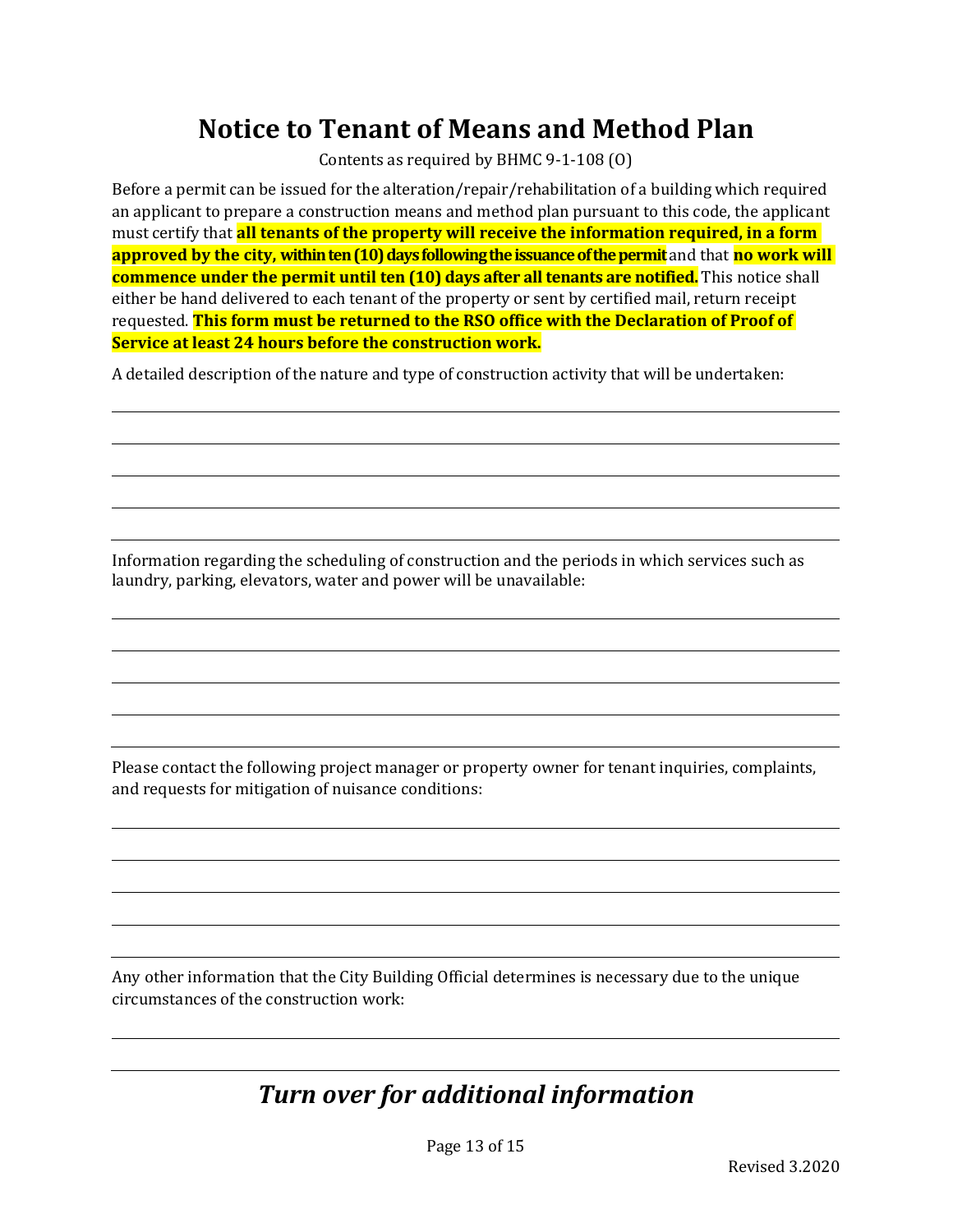# Notice to Tenant of Means and Method Plan

Contents as required by BHMC 9-1-108 (O)

Before a permit can be issued for the alteration/repair/rehabilitation of a building which required an applicant to prepare a construction means and method plan pursuant to this code, the applicant must certify that **all tenants of the property will receive the information required, in a form approved by the city, within ten (10) days following the issuance of the permit** and that **no work will commence under the permit until ten (10) days after all tenants are notified.** This notice shall either be hand delivered to each tenant of the property or sent by certified mail, return receipt requested. **This form must be returned to the RSO office with the Declaration of Proof of Service at least 24 hours before the construction work.**

A detailed description of the nature and type of construction activity that will be undertaken:

_______________________________________________

_______________________________________________

_______________________________________________

_______________________________________________

_______________________________________________

Information regarding the scheduling of construction and the periods in which services such as laundry, parking, elevators, water and power will be unavailable:

_______________________________________________

_______________________________________________

_______________________________________________

_______________________________________________

_______________________________________________

Please contact the following project manager or property owner for tenant inquiries, complaints, and requests for mitigation of nuisance conditions:

_______________________________________________

_______________________________________________

_______________________________________________

_______________________________________________

_______________________________________________

Any other information that the City Building Official determines is necessary due to the unique circumstances of the construction work:

_______________________________________________

_______________________________________________

## *Turn over for additional information*

Revised 3.2020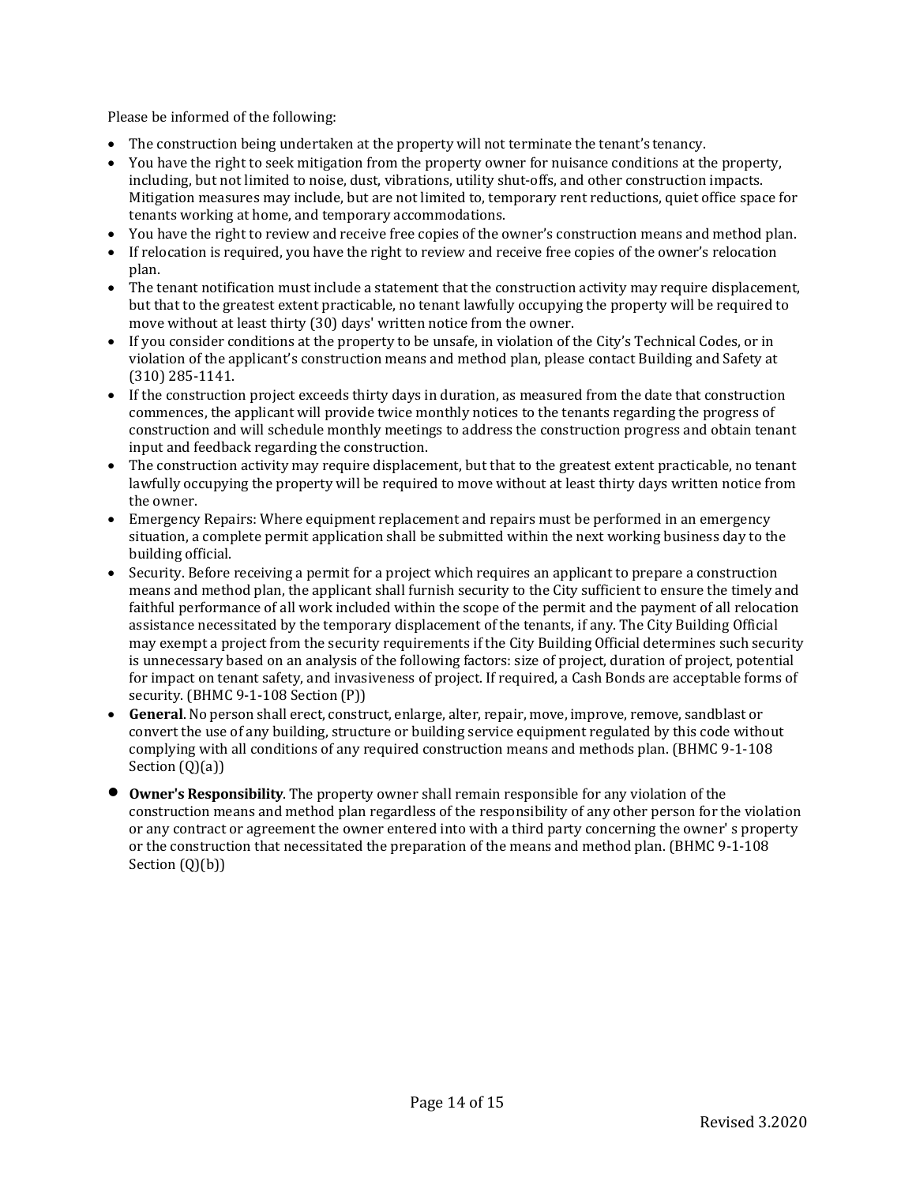Please be informed of the following:

- The construction being undertaken at the property will not terminate the tenant's tenancy.
- You have the right to seek mitigation from the property owner for nuisance conditions at the property, including, but not limited to noise, dust, vibrations, utility shut-offs, and other construction impacts. Mitigation measures may include, but are not limited to, temporary rent reductions, quiet office space for tenants working at home, and temporary accommodations.
- You have the right to review and receive free copies of the owner's construction means and method plan.
- If relocation is required, you have the right to review and receive free copies of the owner's relocation plan.
- The tenant notification must include a statement that the construction activity may require displacement, but that to the greatest extent practicable, no tenant lawfully occupying the property will be required to move without at least thirty (30) days' written notice from the owner.
- If you consider conditions at the property to be unsafe, in violation of the City's Technical Codes, or in violation of the applicant's construction means and method plan, please contact Building and Safety at (310) 285-1141.
- If the construction project exceeds thirty days in duration, as measured from the date that construction commences, the applicant will provide twice monthly notices to the tenants regarding the progress of construction and will schedule monthly meetings to address the construction progress and obtain tenant input and feedback regarding the construction.
- The construction activity may require displacement, but that to the greatest extent practicable, no tenant lawfully occupying the property will be required to move without at least thirty days written notice from the owner.
- Emergency Repairs: Where equipment replacement and repairs must be performed in an emergency situation, a complete permit application shall be submitted within the next working business day to the building official.
- Security. Before receiving a permit for a project which requires an applicant to prepare a construction means and method plan, the applicant shall furnish security to the City sufficient to ensure the timely and faithful performance of all work included within the scope of the permit and the payment of all relocation assistance necessitated by the temporary displacement of the tenants, if any. The City Building Official may exempt a project from the security requirements if the City Building Official determines such security is unnecessary based on an analysis of the following factors: size of project, duration of project, potential for impact on tenant safety, and invasiveness of project. If required, a Cash Bonds are acceptable forms of security. (BHMC 9-1-108 Section (P))
- **General**. No person shall erect, construct, enlarge, alter, repair, move, improve, remove, sandblast or convert the use of any building, structure or building service equipment regulated by this code without complying with all conditions of any required construction means and methods plan. (BHMC 9-1-108 Section (Q)(a))
- **Owner's Responsibility**. The property owner shall remain responsible for any violation of the construction means and method plan regardless of the responsibility of any other person for the violation or any contract or agreement the owner entered into with a third party concerning the owner' s property or the construction that necessitated the preparation of the means and method plan. (BHMC 9-1-108 Section (Q)(b))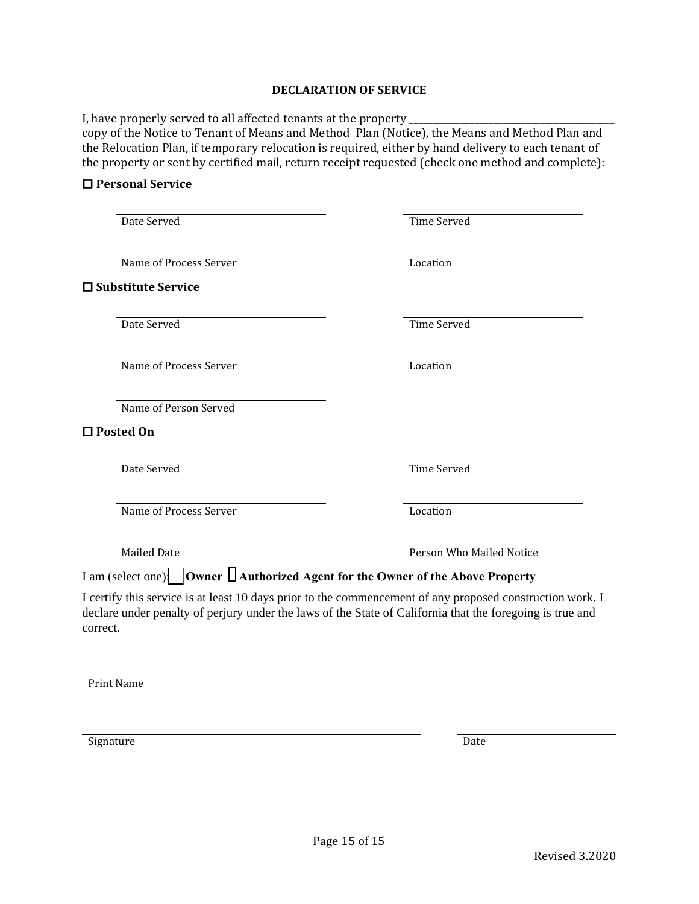## DECLARATION OF SERVICE

I, have properly served to all affected tenants at the property ___________________________________ copy of the Notice to Tenant of Means and Method Plan (Notice), the Means and Method Plan and the Relocation Plan, if temporary relocation is required, either by hand delivery to each tenant of the property or sent by certified mail, return receipt requested (check one method and complete):

☐ **Personal Service**

| | |
|---|---|
| Date Served | Time Served |
| Name of Process Server | Location |

☐ **Substitute Service**

| | |
|---|---|
| Date Served | Time Served |
| Name of Process Server | Location |
| Name of Person Served | |

☐ **Posted On**

| | |
|---|---|
| Date Served | Time Served |
| Name of Process Server | Location |
| Mailed Date | Person Who Mailed Notice |

I am (select one) ☐ **Owner** ☐ **Authorized Agent for the Owner of the Above Property**

I certify this service is at least 10 days prior to the commencement of any proposed construction work. I declare under penalty of perjury under the laws of the State of California that the foregoing is true and correct.

_______________________________________
Print Name

_______________________________________ ____________________
Signature Date

Revised 3.2020